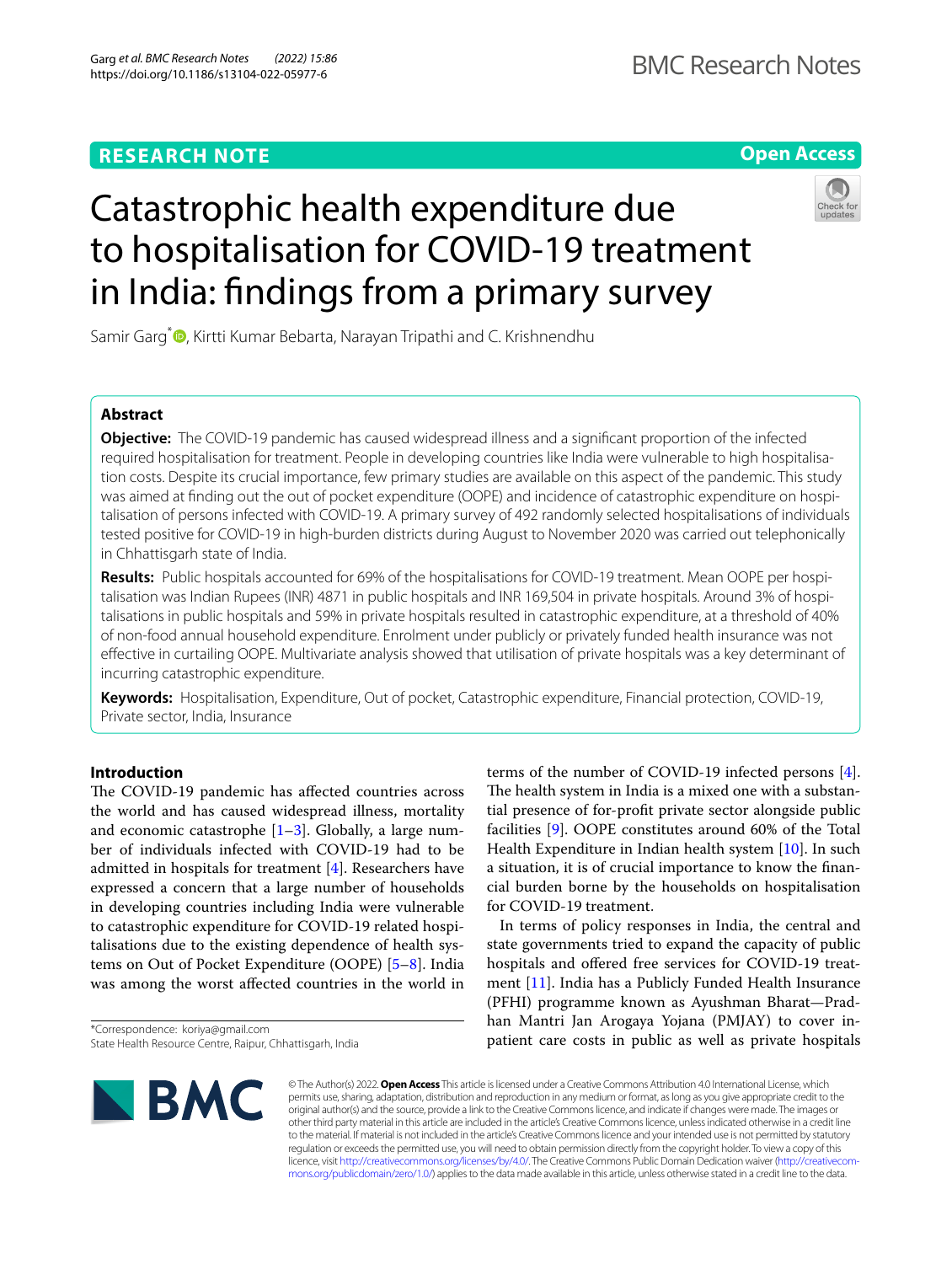RESEARCH NOTE

Open Access

# Catastrophic health expenditure due to hospitalisation for COVID-19 treatment in India: findings from a primary survey

Samir Garg*, Kirtti Kumar Bebarta, Narayan Tripathi and C. Krishnendhu

## Abstract

**Objective:** The COVID-19 pandemic has caused widespread illness and a significant proportion of the infected required hospitalisation for treatment. People in developing countries like India were vulnerable to high hospitalisation costs. Despite its crucial importance, few primary studies are available on this aspect of the pandemic. This study was aimed at finding out the out of pocket expenditure (OOPE) and incidence of catastrophic expenditure on hospitalisation of persons infected with COVID-19. A primary survey of 492 randomly selected hospitalisations of individuals tested positive for COVID-19 in high-burden districts during August to November 2020 was carried out telephonically in Chhattisgarh state of India.

**Results:** Public hospitals accounted for 69% of the hospitalisations for COVID-19 treatment. Mean OOPE per hospitalisation was Indian Rupees (INR) 4871 in public hospitals and INR 169,504 in private hospitals. Around 3% of hospitalisations in public hospitals and 59% in private hospitals resulted in catastrophic expenditure, at a threshold of 40% of non-food annual household expenditure. Enrolment under publicly or privately funded health insurance was not effective in curtailing OOPE. Multivariate analysis showed that utilisation of private hospitals was a key determinant of incurring catastrophic expenditure.

**Keywords:** Hospitalisation, Expenditure, Out of pocket, Catastrophic expenditure, Financial protection, COVID-19, Private sector, India, Insurance

## Introduction

The COVID-19 pandemic has affected countries across the world and has caused widespread illness, mortality and economic catastrophe [1–3]. Globally, a large number of individuals infected with COVID-19 had to be admitted in hospitals for treatment [4]. Researchers have expressed a concern that a large number of households in developing countries including India were vulnerable to catastrophic expenditure for COVID-19 related hospitalisations due to the existing dependence of health systems on Out of Pocket Expenditure (OOPE) [5–8]. India was among the worst affected countries in the world in terms of the number of COVID-19 infected persons [4]. The health system in India is a mixed one with a substantial presence of for-profit private sector alongside public facilities [9]. OOPE constitutes around 60% of the Total Health Expenditure in Indian health system [10]. In such a situation, it is of crucial importance to know the financial burden borne by the households on hospitalisation for COVID-19 treatment.

In terms of policy responses in India, the central and state governments tried to expand the capacity of public hospitals and offered free services for COVID-19 treatment [11]. India has a Publicly Funded Health Insurance (PFHI) programme known as Ayushman Bharat—Pradhan Mantri Jan Arogaya Yojana (PMJAY) to cover in-patient care costs in public as well as private hospitals

*Correspondence: koriya@gmail.com
State Health Resource Centre, Raipur, Chhattisgarh, India

© The Author(s) 2022. **Open Access** This article is licensed under a Creative Commons Attribution 4.0 International License, which permits use, sharing, adaptation, distribution and reproduction in any medium or format, as long as you give appropriate credit to the original author(s) and the source, provide a link to the Creative Commons licence, and indicate if changes were made. The images or other third party material in this article are included in the article's Creative Commons licence, unless indicated otherwise in a credit line to the material. If material is not included in the article's Creative Commons licence and your intended use is not permitted by statutory regulation or exceeds the permitted use, you will need to obtain permission directly from the copyright holder. To view a copy of this licence, visit http://creativecommons.org/licenses/by/4.0/. The Creative Commons Public Domain Dedication waiver (http://creativecommons.org/publicdomain/zero/1.0/) applies to the data made available in this article, unless otherwise stated in a credit line to the data.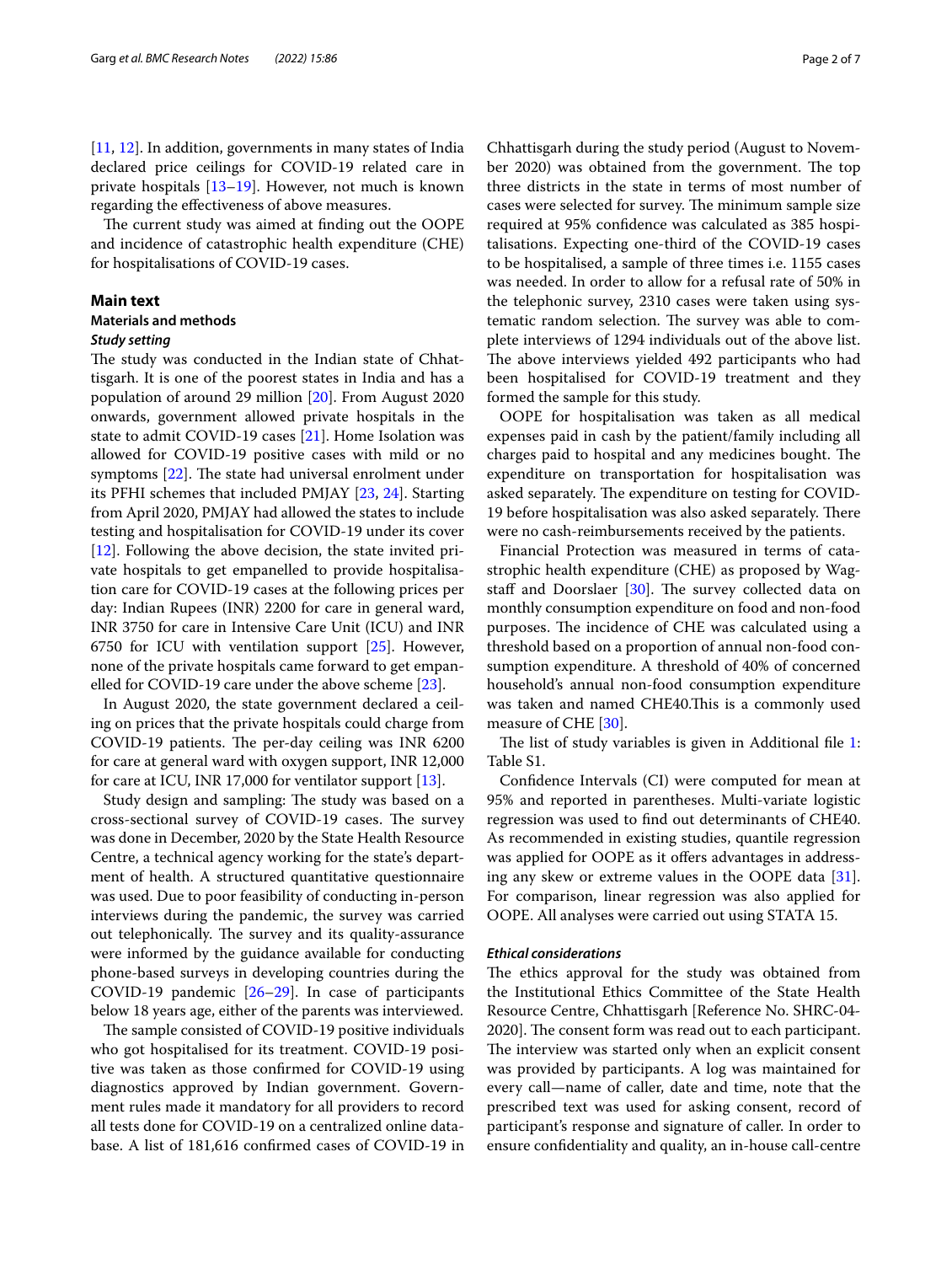[11, 12]. In addition, governments in many states of India declared price ceilings for COVID-19 related care in private hospitals [13–19]. However, not much is known regarding the effectiveness of above measures.

The current study was aimed at finding out the OOPE and incidence of catastrophic health expenditure (CHE) for hospitalisations of COVID-19 cases.

## Main text

### Materials and methods

#### *Study setting*

The study was conducted in the Indian state of Chhattisgarh. It is one of the poorest states in India and has a population of around 29 million [20]. From August 2020 onwards, government allowed private hospitals in the state to admit COVID-19 cases [21]. Home Isolation was allowed for COVID-19 positive cases with mild or no symptoms [22]. The state had universal enrolment under its PFHI schemes that included PMJAY [23, 24]. Starting from April 2020, PMJAY had allowed the states to include testing and hospitalisation for COVID-19 under its cover [12]. Following the above decision, the state invited private hospitals to get empanelled to provide hospitalisation care for COVID-19 cases at the following prices per day: Indian Rupees (INR) 2200 for care in general ward, INR 3750 for care in Intensive Care Unit (ICU) and INR 6750 for ICU with ventilation support [25]. However, none of the private hospitals came forward to get empanelled for COVID-19 care under the above scheme [23].

In August 2020, the state government declared a ceiling on prices that the private hospitals could charge from COVID-19 patients. The per-day ceiling was INR 6200 for care at general ward with oxygen support, INR 12,000 for care at ICU, INR 17,000 for ventilator support [13].

Study design and sampling: The study was based on a cross-sectional survey of COVID-19 cases. The survey was done in December, 2020 by the State Health Resource Centre, a technical agency working for the state's department of health. A structured quantitative questionnaire was used. Due to poor feasibility of conducting in-person interviews during the pandemic, the survey was carried out telephonically. The survey and its quality-assurance were informed by the guidance available for conducting phone-based surveys in developing countries during the COVID-19 pandemic [26–29]. In case of participants below 18 years age, either of the parents was interviewed.

The sample consisted of COVID-19 positive individuals who got hospitalised for its treatment. COVID-19 positive was taken as those confirmed for COVID-19 using diagnostics approved by Indian government. Government rules made it mandatory for all providers to record all tests done for COVID-19 on a centralized online database. A list of 181,616 confirmed cases of COVID-19 in Chhattisgarh during the study period (August to November 2020) was obtained from the government. The top three districts in the state in terms of most number of cases were selected for survey. The minimum sample size required at 95% confidence was calculated as 385 hospitalisations. Expecting one-third of the COVID-19 cases to be hospitalised, a sample of three times i.e. 1155 cases was needed. In order to allow for a refusal rate of 50% in the telephonic survey, 2310 cases were taken using systematic random selection. The survey was able to complete interviews of 1294 individuals out of the above list. The above interviews yielded 492 participants who had been hospitalised for COVID-19 treatment and they formed the sample for this study.

OOPE for hospitalisation was taken as all medical expenses paid in cash by the patient/family including all charges paid to hospital and any medicines bought. The expenditure on transportation for hospitalisation was asked separately. The expenditure on testing for COVID-19 before hospitalisation was also asked separately. There were no cash-reimbursements received by the patients.

Financial Protection was measured in terms of catastrophic health expenditure (CHE) as proposed by Wagstaff and Doorslaer [30]. The survey collected data on monthly consumption expenditure on food and non-food purposes. The incidence of CHE was calculated using a threshold based on a proportion of annual non-food consumption expenditure. A threshold of 40% of concerned household's annual non-food consumption expenditure was taken and named CHE40.This is a commonly used measure of CHE [30].

The list of study variables is given in Additional file 1: Table S1.

Confidence Intervals (CI) were computed for mean at 95% and reported in parentheses. Multi-variate logistic regression was used to find out determinants of CHE40. As recommended in existing studies, quantile regression was applied for OOPE as it offers advantages in addressing any skew or extreme values in the OOPE data [31]. For comparison, linear regression was also applied for OOPE. All analyses were carried out using STATA 15.

#### *Ethical considerations*

The ethics approval for the study was obtained from the Institutional Ethics Committee of the State Health Resource Centre, Chhattisgarh [Reference No. SHRC-04-2020]. The consent form was read out to each participant. The interview was started only when an explicit consent was provided by participants. A log was maintained for every call—name of caller, date and time, note that the prescribed text was used for asking consent, record of participant's response and signature of caller. In order to ensure confidentiality and quality, an in-house call-centre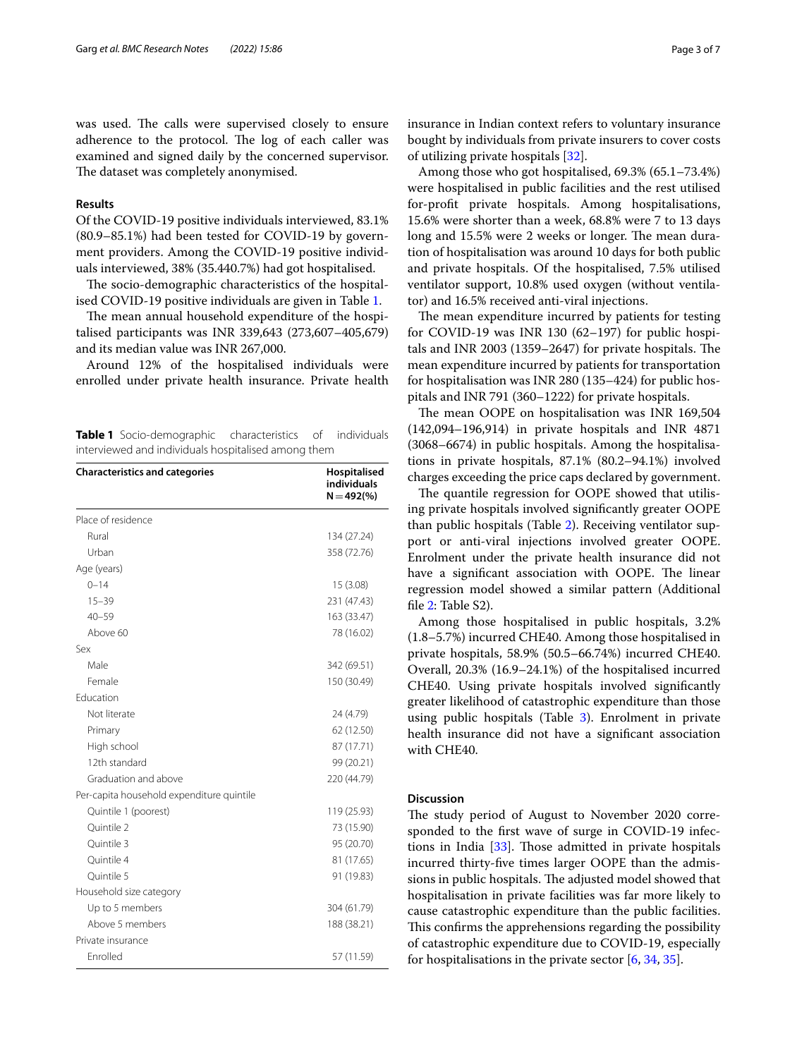was used. The calls were supervised closely to ensure adherence to the protocol. The log of each caller was examined and signed daily by the concerned supervisor. The dataset was completely anonymised.

## Results

Of the COVID-19 positive individuals interviewed, 83.1% (80.9–85.1%) had been tested for COVID-19 by government providers. Among the COVID-19 positive individuals interviewed, 38% (35.440.7%) had got hospitalised.

The socio-demographic characteristics of the hospitalised COVID-19 positive individuals are given in Table 1.

The mean annual household expenditure of the hospitalised participants was INR 339,643 (273,607–405,679) and its median value was INR 267,000.

Around 12% of the hospitalised individuals were enrolled under private health insurance. Private health insurance in Indian context refers to voluntary insurance bought by individuals from private insurers to cover costs of utilizing private hospitals [32].

Among those who got hospitalised, 69.3% (65.1–73.4%) were hospitalised in public facilities and the rest utilised for-profit private hospitals. Among hospitalisations, 15.6% were shorter than a week, 68.8% were 7 to 13 days long and 15.5% were 2 weeks or longer. The mean duration of hospitalisation was around 10 days for both public and private hospitals. Of the hospitalised, 7.5% utilised ventilator support, 10.8% used oxygen (without ventilator) and 16.5% received anti-viral injections.

The mean expenditure incurred by patients for testing for COVID-19 was INR 130 (62–197) for public hospitals and INR 2003 (1359–2647) for private hospitals. The mean expenditure incurred by patients for transportation for hospitalisation was INR 280 (135–424) for public hospitals and INR 791 (360–1222) for private hospitals.

The mean OOPE on hospitalisation was INR 169,504 (142,094–196,914) in private hospitals and INR 4871 (3068–6674) in public hospitals. Among the hospitalisations in private hospitals, 87.1% (80.2–94.1%) involved charges exceeding the price caps declared by government.

The quantile regression for OOPE showed that utilising private hospitals involved significantly greater OOPE than public hospitals (Table 2). Receiving ventilator support or anti-viral injections involved greater OOPE. Enrolment under the private health insurance did not have a significant association with OOPE. The linear regression model showed a similar pattern (Additional file 2: Table S2).

Among those hospitalised in public hospitals, 3.2% (1.8–5.7%) incurred CHE40. Among those hospitalised in private hospitals, 58.9% (50.5–66.74%) incurred CHE40. Overall, 20.3% (16.9–24.1%) of the hospitalised incurred CHE40. Using private hospitals involved significantly greater likelihood of catastrophic expenditure than those using public hospitals (Table 3). Enrolment in private health insurance did not have a significant association with CHE40.

**Table 1** Socio-demographic characteristics of individuals interviewed and individuals hospitalised among them

| Characteristics and categories | Hospitalised individuals N = 492(%) |
|---|---|
| Place of residence | |
| Rural | 134 (27.24) |
| Urban | 358 (72.76) |
| Age (years) | |
| 0–14 | 15 (3.08) |
| 15–39 | 231 (47.43) |
| 40–59 | 163 (33.47) |
| Above 60 | 78 (16.02) |
| Sex | |
| Male | 342 (69.51) |
| Female | 150 (30.49) |
| Education | |
| Not literate | 24 (4.79) |
| Primary | 62 (12.50) |
| High school | 87 (17.71) |
| 12th standard | 99 (20.21) |
| Graduation and above | 220 (44.79) |
| Per-capita household expenditure quintile | |
| Quintile 1 (poorest) | 119 (25.93) |
| Quintile 2 | 73 (15.90) |
| Quintile 3 | 95 (20.70) |
| Quintile 4 | 81 (17.65) |
| Quintile 5 | 91 (19.83) |
| Household size category | |
| Up to 5 members | 304 (61.79) |
| Above 5 members | 188 (38.21) |
| Private insurance | |
| Enrolled | 57 (11.59) |

## Discussion

The study period of August to November 2020 corresponded to the first wave of surge in COVID-19 infections in India [33]. Those admitted in private hospitals incurred thirty-five times larger OOPE than the admissions in public hospitals. The adjusted model showed that hospitalisation in private facilities was far more likely to cause catastrophic expenditure than the public facilities. This confirms the apprehensions regarding the possibility of catastrophic expenditure due to COVID-19, especially for hospitalisations in the private sector [6, 34, 35].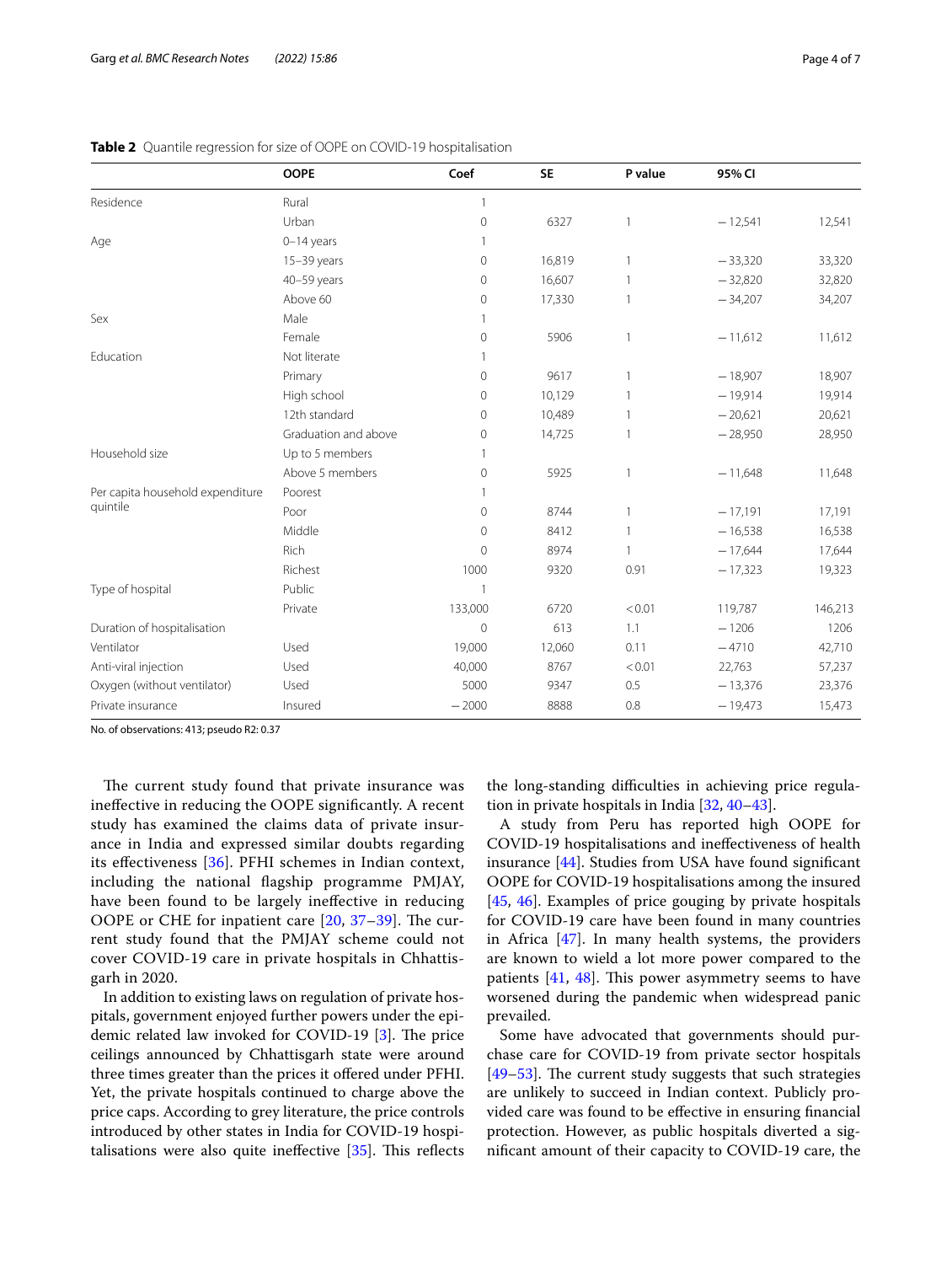**Table 2** Quantile regression for size of OOPE on COVID-19 hospitalisation

| | OOPE | Coef | SE | P value | 95% CI | |
|---|---|---|---|---|---|---|
| Residence | Rural | 1 | | | | |
| | Urban | 0 | 6327 | 1 | −12,541 | 12,541 |
| Age | 0–14 years | 1 | | | | |
| | 15–39 years | 0 | 16,819 | 1 | −33,320 | 33,320 |
| | 40–59 years | 0 | 16,607 | 1 | −32,820 | 32,820 |
| | Above 60 | 0 | 17,330 | 1 | −34,207 | 34,207 |
| Sex | Male | 1 | | | | |
| | Female | 0 | 5906 | 1 | −11,612 | 11,612 |
| Education | Not literate | 1 | | | | |
| | Primary | 0 | 9617 | 1 | −18,907 | 18,907 |
| | High school | 0 | 10,129 | 1 | −19,914 | 19,914 |
| | 12th standard | 0 | 10,489 | 1 | −20,621 | 20,621 |
| | Graduation and above | 0 | 14,725 | 1 | −28,950 | 28,950 |
| Household size | Up to 5 members | 1 | | | | |
| | Above 5 members | 0 | 5925 | 1 | −11,648 | 11,648 |
| Per capita household expenditure quintile | Poorest | 1 | | | | |
| | Poor | 0 | 8744 | 1 | −17,191 | 17,191 |
| | Middle | 0 | 8412 | 1 | −16,538 | 16,538 |
| | Rich | 0 | 8974 | 1 | −17,644 | 17,644 |
| | Richest | 1000 | 9320 | 0.91 | −17,323 | 19,323 |
| Type of hospital | Public | 1 | | | | |
| | Private | 133,000 | 6720 | <0.01 | 119,787 | 146,213 |
| Duration of hospitalisation | | 0 | 613 | 1.1 | −1206 | 1206 |
| Ventilator | Used | 19,000 | 12,060 | 0.11 | −4710 | 42,710 |
| Anti-viral injection | Used | 40,000 | 8767 | <0.01 | 22,763 | 57,237 |
| Oxygen (without ventilator) | Used | 5000 | 9347 | 0.5 | −13,376 | 23,376 |
| Private insurance | Insured | −2000 | 8888 | 0.8 | −19,473 | 15,473 |

No. of observations: 413; pseudo R2: 0.37

The current study found that private insurance was ineffective in reducing the OOPE significantly. A recent study has examined the claims data of private insurance in India and expressed similar doubts regarding its effectiveness [36]. PFHI schemes in Indian context, including the national flagship programme PMJAY, have been found to be largely ineffective in reducing OOPE or CHE for inpatient care [20, 37–39]. The current study found that the PMJAY scheme could not cover COVID-19 care in private hospitals in Chhattisgarh in 2020.

In addition to existing laws on regulation of private hospitals, government enjoyed further powers under the epidemic related law invoked for COVID-19 [3]. The price ceilings announced by Chhattisgarh state were around three times greater than the prices it offered under PFHI. Yet, the private hospitals continued to charge above the price caps. According to grey literature, the price controls introduced by other states in India for COVID-19 hospitalisations were also quite ineffective [35]. This reflects the long-standing difficulties in achieving price regulation in private hospitals in India [32, 40–43].

A study from Peru has reported high OOPE for COVID-19 hospitalisations and ineffectiveness of health insurance [44]. Studies from USA have found significant OOPE for COVID-19 hospitalisations among the insured [45, 46]. Examples of price gouging by private hospitals for COVID-19 care have been found in many countries in Africa [47]. In many health systems, the providers are known to wield a lot more power compared to the patients [41, 48]. This power asymmetry seems to have worsened during the pandemic when widespread panic prevailed.

Some have advocated that governments should purchase care for COVID-19 from private sector hospitals [49–53]. The current study suggests that such strategies are unlikely to succeed in Indian context. Publicly provided care was found to be effective in ensuring financial protection. However, as public hospitals diverted a significant amount of their capacity to COVID-19 care, the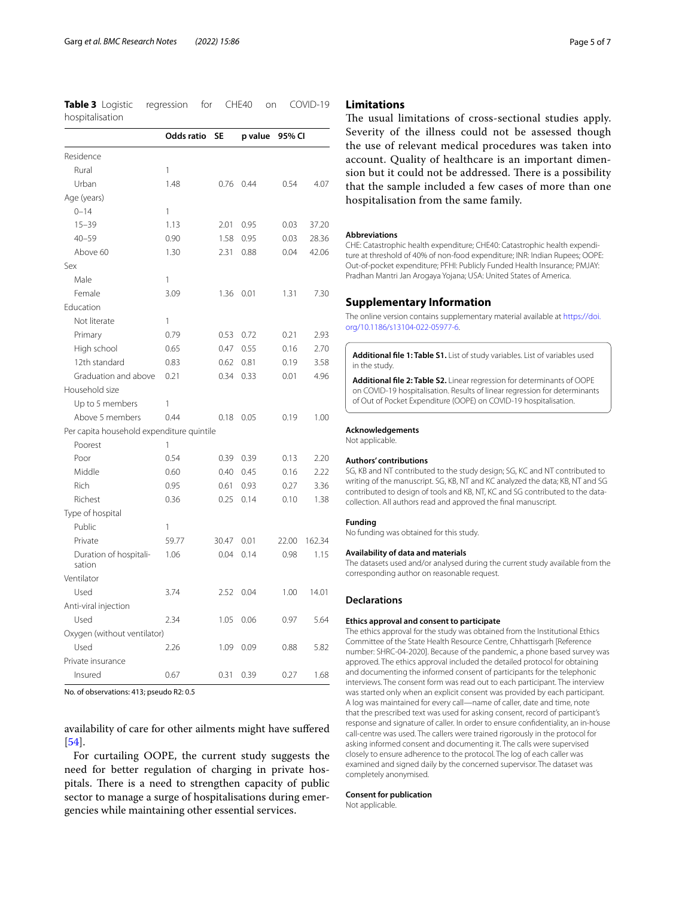**Table 3** Logistic regression for CHE40 on COVID-19 hospitalisation

| | Odds ratio | SE | p value | 95% CI | |
|---|---|---|---|---|---|
| Residence | | | | | |
| Rural | 1 | | | | |
| Urban | 1.48 | 0.76 | 0.44 | 0.54 | 4.07 |
| Age (years) | | | | | |
| 0–14 | 1 | | | | |
| 15–39 | 1.13 | 2.01 | 0.95 | 0.03 | 37.20 |
| 40–59 | 0.90 | 1.58 | 0.95 | 0.03 | 28.36 |
| Above 60 | 1.30 | 2.31 | 0.88 | 0.04 | 42.06 |
| Sex | | | | | |
| Male | 1 | | | | |
| Female | 3.09 | 1.36 | 0.01 | 1.31 | 7.30 |
| Education | | | | | |
| Not literate | 1 | | | | |
| Primary | 0.79 | 0.53 | 0.72 | 0.21 | 2.93 |
| High school | 0.65 | 0.47 | 0.55 | 0.16 | 2.70 |
| 12th standard | 0.83 | 0.62 | 0.81 | 0.19 | 3.58 |
| Graduation and above | 0.21 | 0.34 | 0.33 | 0.01 | 4.96 |
| Household size | | | | | |
| Up to 5 members | 1 | | | | |
| Above 5 members | 0.44 | 0.18 | 0.05 | 0.19 | 1.00 |
| Per capita household expenditure quintile | | | | | |
| Poorest | 1 | | | | |
| Poor | 0.54 | 0.39 | 0.39 | 0.13 | 2.20 |
| Middle | 0.60 | 0.40 | 0.45 | 0.16 | 2.22 |
| Rich | 0.95 | 0.61 | 0.93 | 0.27 | 3.36 |
| Richest | 0.36 | 0.25 | 0.14 | 0.10 | 1.38 |
| Type of hospital | | | | | |
| Public | 1 | | | | |
| Private | 59.77 | 30.47 | 0.01 | 22.00 | 162.34 |
| Duration of hospitalisation | 1.06 | 0.04 | 0.14 | 0.98 | 1.15 |
| Ventilator | | | | | |
| Used | 3.74 | 2.52 | 0.04 | 1.00 | 14.01 |
| Anti-viral injection | | | | | |
| Used | 2.34 | 1.05 | 0.06 | 0.97 | 5.64 |
| Oxygen (without ventilator) | | | | | |
| Used | 2.26 | 1.09 | 0.09 | 0.88 | 5.82 |
| Private insurance | | | | | |
| Insured | 0.67 | 0.31 | 0.39 | 0.27 | 1.68 |

No. of observations: 413; pseudo $R^2$: 0.5

availability of care for other ailments might have suffered [54].

For curtailing OOPE, the current study suggests the need for better regulation of charging in private hospitals. There is a need to strengthen capacity of public sector to manage a surge of hospitalisations during emergencies while maintaining other essential services.

## Limitations

The usual limitations of cross-sectional studies apply. Severity of the illness could not be assessed though the use of relevant medical procedures was taken into account. Quality of healthcare is an important dimension but it could not be addressed. There is a possibility that the sample included a few cases of more than one hospitalisation from the same family.

### Abbreviations

CHE: Catastrophic health expenditure; CHE40: Catastrophic health expenditure at threshold of 40% of non-food expenditure; INR: Indian Rupees; OOPE: Out-of-pocket expenditure; PFHI: Publicly Funded Health Insurance; PMJAY: Pradhan Mantri Jan Arogaya Yojana; USA: United States of America.

## Supplementary Information

The online version contains supplementary material available at https://doi.org/10.1186/s13104-022-05977-6.

**Additional file 1: Table S1.** List of study variables. List of variables used in the study.

**Additional file 2: Table S2.** Linear regression for determinants of OOPE on COVID-19 hospitalisation. Results of linear regression for determinants of Out of Pocket Expenditure (OOPE) on COVID-19 hospitalisation.

### Acknowledgements

Not applicable.

### Authors' contributions

SG, KB and NT contributed to the study design; SG, KC and NT contributed to writing of the manuscript. SG, KB, NT and KC analyzed the data; KB, NT and SG contributed to design of tools and KB, NT, KC and SG contributed to the data-collection. All authors read and approved the final manuscript.

### Funding

No funding was obtained for this study.

### Availability of data and materials

The datasets used and/or analysed during the current study available from the corresponding author on reasonable request.

## Declarations

### Ethics approval and consent to participate

The ethics approval for the study was obtained from the Institutional Ethics Committee of the State Health Resource Centre, Chhattisgarh [Reference number: SHRC-04-2020]. Because of the pandemic, a phone based survey was approved. The ethics approval included the detailed protocol for obtaining and documenting the informed consent of participants for the telephonic interviews. The consent form was read out to each participant. The interview was started only when an explicit consent was provided by each participant. A log was maintained for every call—name of caller, date and time, note that the prescribed text was used for asking consent, record of participant's response and signature of caller. In order to ensure confidentiality, an in-house call-centre was used. The callers were trained rigorously in the protocol for asking informed consent and documenting it. The calls were supervised closely to ensure adherence to the protocol. The log of each caller was examined and signed daily by the concerned supervisor. The dataset was completely anonymised.

### Consent for publication

Not applicable.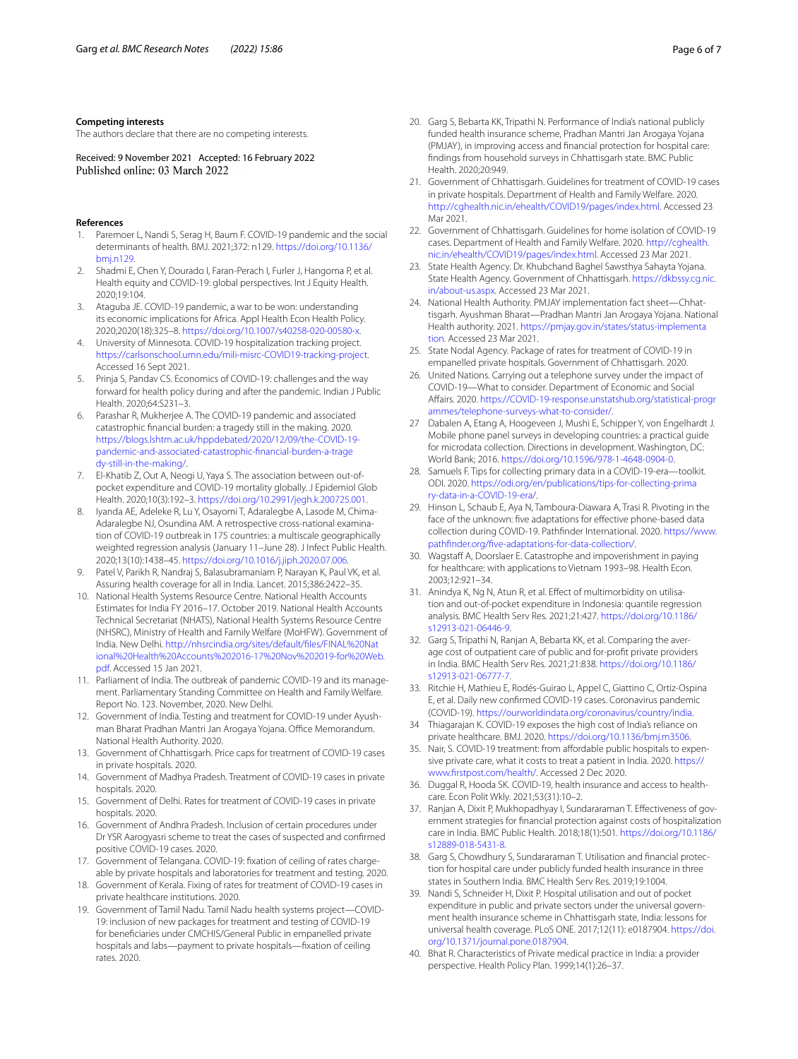#### Competing interests

The authors declare that there are no competing interests.

Received: 9 November 2021 Accepted: 16 February 2022
Published online: 03 March 2022

#### References

1. Paremoer L, Nandi S, Serag H, Baum F. COVID-19 pandemic and the social determinants of health. BMJ. 2021;372: n129. https://doi.org/10.1136/bmj.n129.
2. Shadmi E, Chen Y, Dourado I, Faran-Perach I, Furler J, Hangoma P, et al. Health equity and COVID-19: global perspectives. Int J Equity Health. 2020;19:104.
3. Ataguba JE. COVID-19 pandemic, a war to be won: understanding its economic implications for Africa. Appl Health Econ Health Policy. 2020;2020(18):325–8. https://doi.org/10.1007/s40258-020-00580-x.
4. University of Minnesota. COVID-19 hospitalization tracking project. https://carlsonschool.umn.edu/mili-misrc-COVID19-tracking-project. Accessed 16 Sept 2021.
5. Prinja S, Pandav CS. Economics of COVID-19: challenges and the way forward for health policy during and after the pandemic. Indian J Public Health. 2020;64:S231–3.
6. Parashar R, Mukherjee A. The COVID-19 pandemic and associated catastrophic financial burden: a tragedy still in the making. 2020. https://blogs.lshtm.ac.uk/hppdebated/2020/12/09/the-COVID-19-pandemic-and-associated-catastrophic-financial-burden-a-tragedy-still-in-the-making/.
7. El-Khatib Z, Out A, Neogi U, Yaya S. The association between out-of-pocket expenditure and COVID-19 mortality globally. J Epidemiol Glob Health. 2020;10(3):192–3. https://doi.org/10.2991/jegh.k.200725.001.
8. Iyanda AE, Adeleke R, Lu Y, Osayomi T, Adaralegbe A, Lasode M, Chima-Adaralegbe NJ, Osundina AM. A retrospective cross-national examination of COVID-19 outbreak in 175 countries: a multiscale geographically weighted regression analysis (January 11–June 28). J Infect Public Health. 2020;13(10):1438–45. https://doi.org/10.1016/j.jiph.2020.07.006.
9. Patel V, Parikh R, Nandraj S, Balasubramaniam P, Narayan K, Paul VK, et al. Assuring health coverage for all in India. Lancet. 2015;386:2422–35.
10. National Health Systems Resource Centre. National Health Accounts Estimates for India FY 2016–17. October 2019. National Health Accounts Technical Secretariat (NHATS), National Health Systems Resource Centre (NHSRC), Ministry of Health and Family Welfare (MoHFW). Government of India. New Delhi. http://nhsrcindia.org/sites/default/files/FINAL%20National%20Health%20Accounts%202016-17%20Nov%202019-for%20Web.pdf. Accessed 15 Jan 2021.
11. Parliament of India. The outbreak of pandemic COVID-19 and its management. Parliamentary Standing Committee on Health and Family Welfare. Report No. 123. November, 2020. New Delhi.
12. Government of India. Testing and treatment for COVID-19 under Ayushman Bharat Pradhan Mantri Jan Arogya Yojana. Office Memorandum. National Health Authority. 2020.
13. Government of Chhattisgarh. Price caps for treatment of COVID-19 cases in private hospitals. 2020.
14. Government of Madhya Pradesh. Treatment of COVID-19 cases in private hospitals. 2020.
15. Government of Delhi. Rates for treatment of COVID-19 cases in private hospitals. 2020.
16. Government of Andhra Pradesh. Inclusion of certain procedures under Dr YSR Aarogyasri scheme to treat the cases of suspected and confirmed positive COVID-19 cases. 2020.
17. Government of Telangana. COVID-19: fixation of ceiling of rates chargeable by private hospitals and laboratories for treatment and testing. 2020.
18. Government of Kerala. Fixing of rates for treatment of COVID-19 cases in private healthcare institutions. 2020.
19. Government of Tamil Nadu. Tamil Nadu health systems project—COVID-19: inclusion of new packages for treatment and testing of COVID-19 for beneficiaries under CMCHIS/General Public in empanelled private hospitals and labs—payment to private hospitals—fixation of ceiling rates. 2020.
20. Garg S, Bebarta KK, Tripathi N. Performance of India's national publicly funded health insurance scheme, Pradhan Mantri Jan Arogaya Yojana (PMJAY), in improving access and financial protection for hospital care: findings from household surveys in Chhattisgarh state. BMC Public Health. 2020;20:949.
21. Government of Chhattisgarh. Guidelines for treatment of COVID-19 cases in private hospitals. Department of Health and Family Welfare. 2020. http://cghealth.nic.in/ehealth/COVID19/pages/index.html. Accessed 23 Mar 2021.
22. Government of Chhattisgarh. Guidelines for home isolation of COVID-19 cases. Department of Health and Family Welfare. 2020. http://cghealth.nic.in/ehealth/COVID19/pages/index.html. Accessed 23 Mar 2021.
23. State Health Agency. Dr. Khubchand Baghel Sawsthya Sahayta Yojana. State Health Agency. Government of Chhattisgarh. https://dkbssy.cg.nic.in/about-us.aspx. Accessed 23 Mar 2021.
24. National Health Authority. PMJAY implementation fact sheet—Chhattisgarh. Ayushman Bharat—Pradhan Mantri Jan Arogya Yojana. National Health authority. 2021. https://pmjay.gov.in/states/status-implementation. Accessed 23 Mar 2021.
25. State Nodal Agency. Package of rates for treatment of COVID-19 in empanelled private hospitals. Government of Chhattisgarh. 2020.
26. United Nations. Carrying out a telephone survey under the impact of COVID-19—What to consider. Department of Economic and Social Affairs. 2020. https://COVID-19-response.unstatshub.org/statistical-programmes/telephone-surveys-what-to-consider/.
27. Dabalen A, Etang A, Hoogeveen J, Mushi E, Schipper Y, von Engelhardt J. Mobile phone panel surveys in developing countries: a practical guide for microdata collection. Directions in development. Washington, DC: World Bank; 2016. https://doi.org/10.1596/978-1-4648-0904-0.
28. Samuels F. Tips for collecting primary data in a COVID-19-era—toolkit. ODI. 2020. https://odi.org/en/publications/tips-for-collecting-primary-data-in-a-COVID-19-era/.
29. Hinson L, Schaub E, Aya N, Tamboura-Diawara A, Trasi R. Pivoting in the face of the unknown: five adaptations for effective phone-based data collection during COVID-19. Pathfinder International. 2020. https://www.pathfinder.org/five-adaptations-for-data-collection/.
30. Wagstaff A, Doorslaer E. Catastrophe and impoverishment in paying for healthcare: with applications to Vietnam 1993–98. Health Econ. 2003;12:921–34.
31. Anindya K, Ng N, Atun R, et al. Effect of multimorbidity on utilisation and out-of-pocket expenditure in Indonesia: quantile regression analysis. BMC Health Serv Res. 2021;21:427. https://doi.org/10.1186/s12913-021-06446-9.
32. Garg S, Tripathi N, Ranjan A, Bebarta KK, et al. Comparing the average cost of outpatient care of public and for-profit private providers in India. BMC Health Serv Res. 2021;21:838. https://doi.org/10.1186/s12913-021-06777-7.
33. Ritchie H, Mathieu E, Rodés-Guirao L, Appel C, Giattino C, Ortiz-Ospina E, et al. Daily new confirmed COVID-19 cases. Coronavirus pandemic (COVID-19). https://ourworldindata.org/coronavirus/country/india.
34. Thiagarajan K. COVID-19 exposes the high cost of India's reliance on private healthcare. BMJ. 2020. https://doi.org/10.1136/bmj.m3506.
35. Nair, S. COVID-19 treatment: from affordable public hospitals to expensive private care, what it costs to treat a patient in India. 2020. https://www.firstpost.com/health/. Accessed 2 Dec 2020.
36. Duggal R, Hooda SK. COVID-19, health insurance and access to healthcare. Econ Polit Wkly. 2021;53(31):10–2.
37. Ranjan A, Dixit P, Mukhopadhyay I, Sundararaman T. Effectiveness of government strategies for financial protection against costs of hospitalization care in India. BMC Public Health. 2018;18(1):501. https://doi.org/10.1186/s12889-018-5431-8.
38. Garg S, Chowdhury S, Sundararaman T. Utilisation and financial protection for hospital care under publicly funded health insurance in three states in Southern India. BMC Health Serv Res. 2019;19:1004.
39. Nandi S, Schneider H, Dixit P. Hospital utilisation and out of pocket expenditure in public and private sectors under the universal government health insurance scheme in Chhattisgarh state, India: lessons for universal health coverage. PLoS ONE. 2017;12(11): e0187904. https://doi.org/10.1371/journal.pone.0187904.
40. Bhat R. Characteristics of Private medical practice in India: a provider perspective. Health Policy Plan. 1999;14(1):26–37.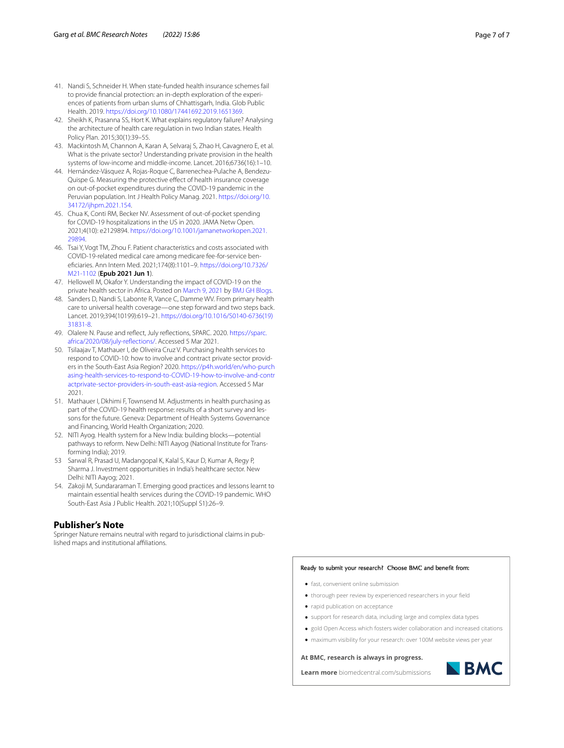41. Nandi S, Schneider H. When state-funded health insurance schemes fail to provide financial protection: an in-depth exploration of the experiences of patients from urban slums of Chhattisgarh, India. Glob Public Health. 2019. https://doi.org/10.1080/17441692.2019.1651369.
42. Sheikh K, Prasanna SS, Hort K. What explains regulatory failure? Analysing the architecture of health care regulation in two Indian states. Health Policy Plan. 2015;30(1):39–55.
43. Mackintosh M, Channon A, Karan A, Selvaraj S, Zhao H, Cavagnero E, et al. What is the private sector? Understanding private provision in the health systems of low-income and middle-income. Lancet. 2016;6736(16):1–10.
44. Hernández-Vásquez A, Rojas-Roque C, Barrenechea-Pulache A, Bendezu-Quispe G. Measuring the protective effect of health insurance coverage on out-of-pocket expenditures during the COVID-19 pandemic in the Peruvian population. Int J Health Policy Manag. 2021. https://doi.org/10.34172/ijhpm.2021.154.
45. Chua K, Conti RM, Becker NV. Assessment of out-of-pocket spending for COVID-19 hospitalizations in the US in 2020. JAMA Netw Open. 2021;4(10): e2129894. https://doi.org/10.1001/jamanetworkopen.2021.29894.
46. Tsai Y, Vogt TM, Zhou F. Patient characteristics and costs associated with COVID-19-related medical care among medicare fee-for-service beneficiaries. Ann Intern Med. 2021;174(8):1101–9. https://doi.org/10.7326/M21-1102 (**Epub 2021 Jun 1**).
47. Hellowell M, Okafor Y. Understanding the impact of COVID-19 on the private health sector in Africa. Posted on March 9, 2021 by BMJ GH Blogs.
48. Sanders D, Nandi S, Labonte R, Vance C, Damme WV. From primary health care to universal health coverage—one step forward and two steps back. Lancet. 2019;394(10199):619–21. https://doi.org/10.1016/S0140-6736(19)31831-8.
49. Olalere N. Pause and reflect, July reflections, SPARC. 2020. https://sparc.africa/2020/08/july-reflections/. Accessed 5 Mar 2021.
50. Tsilaajav T, Mathauer I, de Oliveira Cruz V. Purchasing health services to respond to COVID-10: how to involve and contract private sector providers in the South-East Asia Region? 2020. https://p4h.world/en/who-purchasing-health-services-to-respond-to-COVID-19-how-to-involve-and-contractprivate-sector-providers-in-south-east-asia-region. Accessed 5 Mar 2021.
51. Mathauer I, Dkhimi F, Townsend M. Adjustments in health purchasing as part of the COVID-19 health response: results of a short survey and lessons for the future. Geneva: Department of Health Systems Governance and Financing, World Health Organization; 2020.
52. NITI Ayog. Health system for a New India: building blocks—potential pathways to reform. New Delhi: NITI Aayog (National Institute for Transforming India); 2019.
53. Sarwal R, Prasad U, Madangopal K, Kalal S, Kaur D, Kumar A, Regy P, Sharma J. Investment opportunities in India's healthcare sector. New Delhi: NITI Aayog; 2021.
54. Zakoji M, Sundararaman T. Emerging good practices and lessons learnt to maintain essential health services during the COVID-19 pandemic. WHO South-East Asia J Public Health. 2021;10(Suppl S1):26–9.

## Publisher's Note

Springer Nature remains neutral with regard to jurisdictional claims in published maps and institutional affiliations.

Ready to submit your research? Choose BMC and benefit from:

- fast, convenient online submission
- thorough peer review by experienced researchers in your field
- rapid publication on acceptance
- support for research data, including large and complex data types
- gold Open Access which fosters wider collaboration and increased citations
- maximum visibility for your research: over 100M website views per year

**At BMC, research is always in progress.**

**Learn more** biomedcentral.com/submissions

BMC